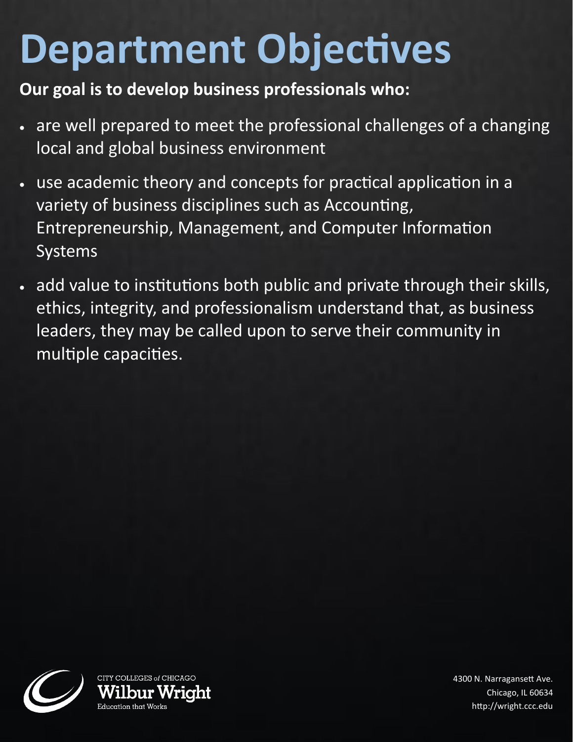# Department Objectives

**Our goal is to develop business professionals who:**

- are well prepared to meet the professional challenges of a changing local and global business environment
- use academic theory and concepts for practical application in a variety of business disciplines such as Accounting, Entrepreneurship, Management, and Computer Information Systems
- add value to institutions both public and private through their skills, ethics, integrity, and professionalism understand that, as business leaders, they may be called upon to serve their community in multiple capacities.

CITY COLLEGES of CHICAGO
Wilbur Wright
Education that Works

4300 N. Narragansett Ave.
Chicago, IL 60634
http://wright.ccc.edu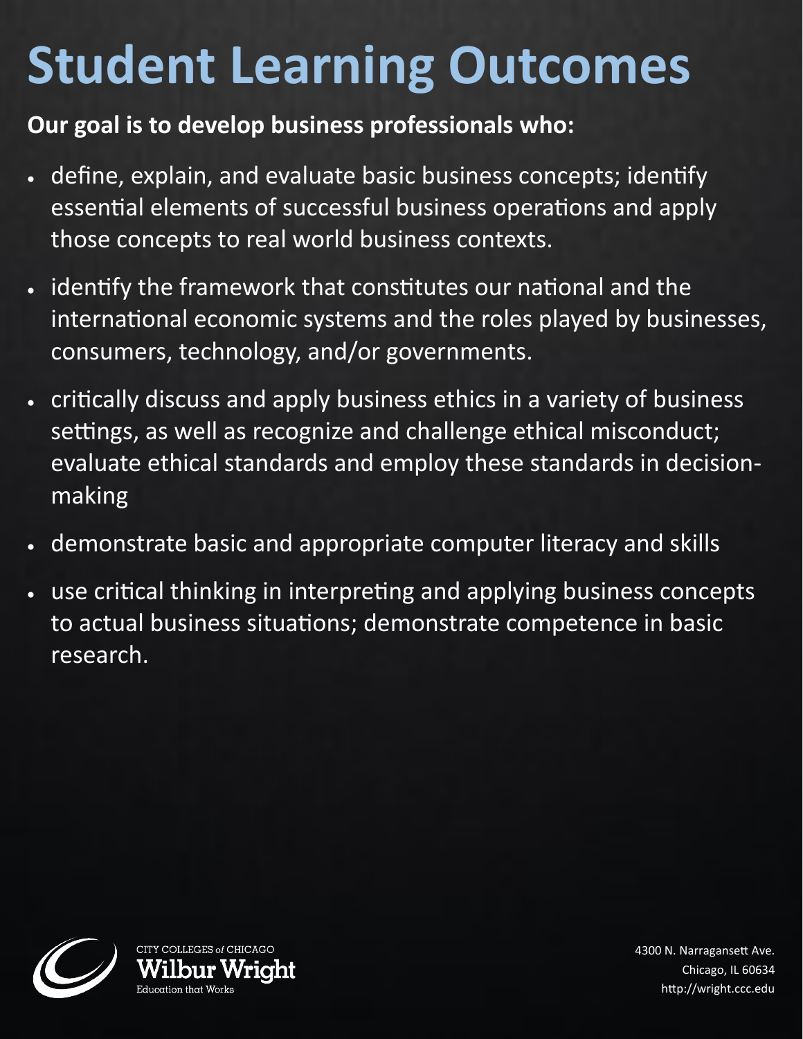# Student Learning Outcomes

**Our goal is to develop business professionals who:**

- define, explain, and evaluate basic business concepts; identify essential elements of successful business operations and apply those concepts to real world business contexts.
- identify the framework that constitutes our national and the international economic systems and the roles played by businesses, consumers, technology, and/or governments.
- critically discuss and apply business ethics in a variety of business settings, as well as recognize and challenge ethical misconduct; evaluate ethical standards and employ these standards in decision-making
- demonstrate basic and appropriate computer literacy and skills
- use critical thinking in interpreting and applying business concepts to actual business situations; demonstrate competence in basic research.

CITY COLLEGES of CHICAGO
Wilbur Wright
Education that Works

4300 N. Narragansett Ave.
Chicago, IL 60634
http://wright.ccc.edu